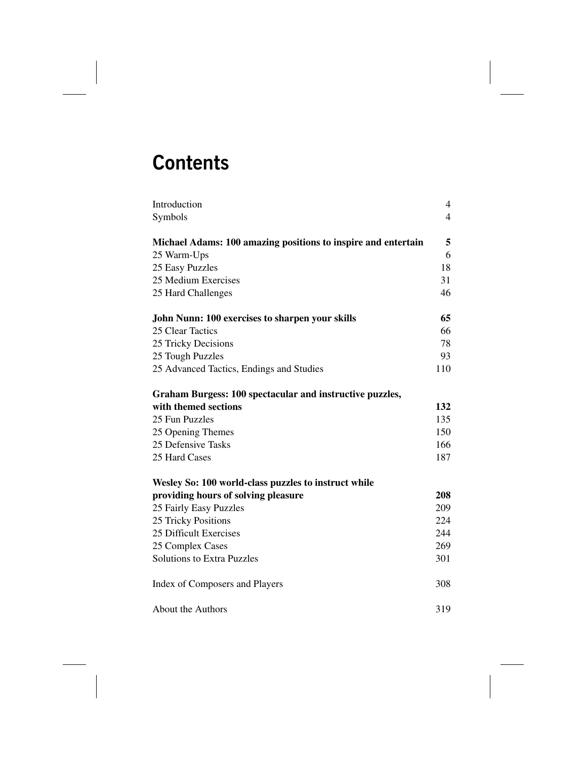# Contents

| | |
|---|---|
| Introduction | 4 |
| Symbols | 4 |
| **Michael Adams: 100 amazing positions to inspire and entertain** | **5** |
| 25 Warm-Ups | 6 |
| 25 Easy Puzzles | 18 |
| 25 Medium Exercises | 31 |
| 25 Hard Challenges | 46 |
| **John Nunn: 100 exercises to sharpen your skills** | **65** |
| 25 Clear Tactics | 66 |
| 25 Tricky Decisions | 78 |
| 25 Tough Puzzles | 93 |
| 25 Advanced Tactics, Endings and Studies | 110 |
| **Graham Burgess: 100 spectacular and instructive puzzles, with themed sections** | **132** |
| 25 Fun Puzzles | 135 |
| 25 Opening Themes | 150 |
| 25 Defensive Tasks | 166 |
| 25 Hard Cases | 187 |
| **Wesley So: 100 world-class puzzles to instruct while providing hours of solving pleasure** | **208** |
| 25 Fairly Easy Puzzles | 209 |
| 25 Tricky Positions | 224 |
| 25 Difficult Exercises | 244 |
| 25 Complex Cases | 269 |
| Solutions to Extra Puzzles | 301 |
| Index of Composers and Players | 308 |
| About the Authors | 319 |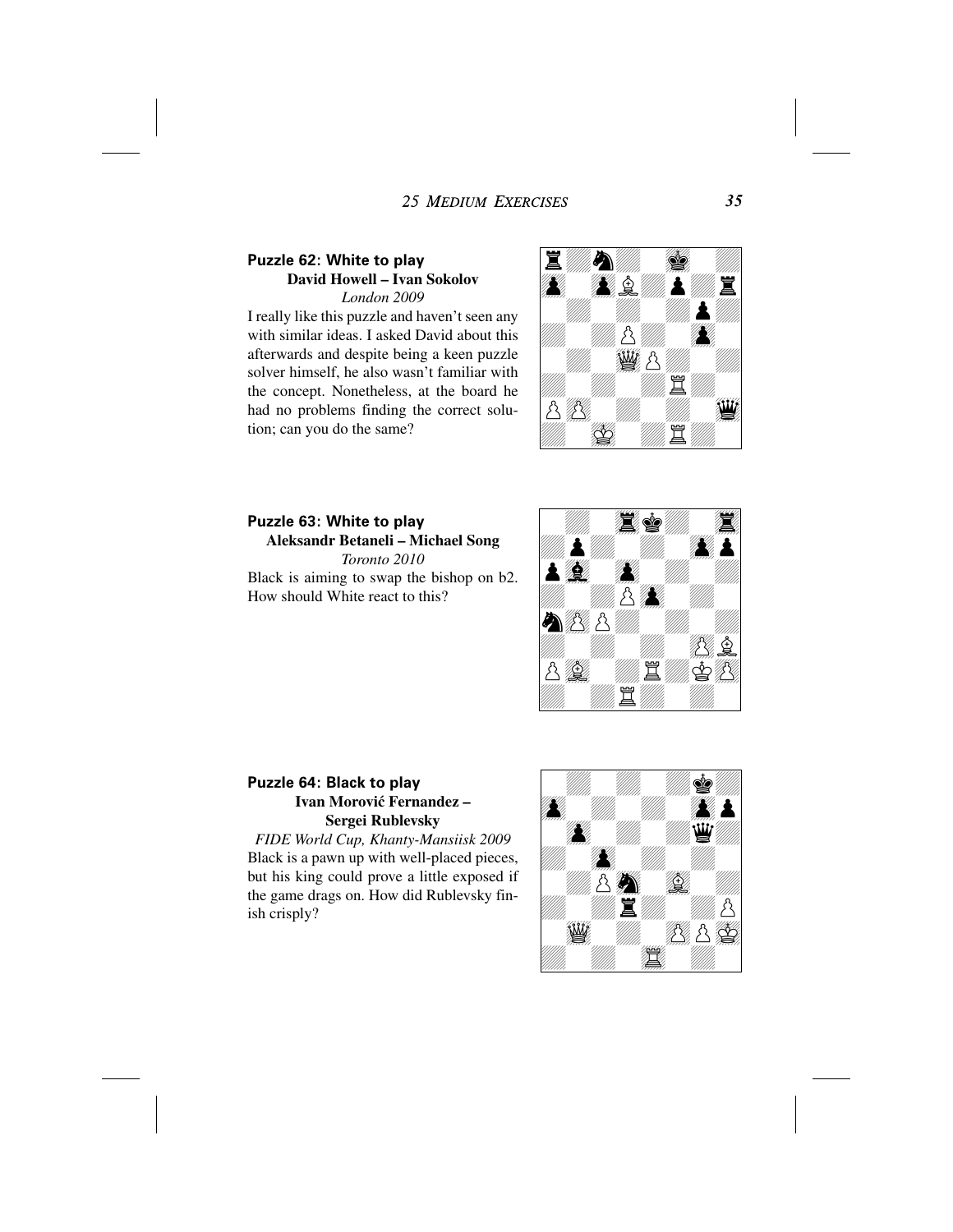### Puzzle 62: White to play

**David Howell – Ivan Sokolov**

*London 2009*

I really like this puzzle and haven't seen any with similar ideas. I asked David about this afterwards and despite being a keen puzzle solver himself, he also wasn't familiar with the concept. Nonetheless, at the board he had no problems finding the correct solution; can you do the same?

### Puzzle 63: White to play

**Aleksandr Betaneli – Michael Song**

*Toronto 2010*

Black is aiming to swap the bishop on b2. How should White react to this?

### Puzzle 64: Black to play

**Ivan Morović Fernandez – Sergei Rublevsky**

*FIDE World Cup, Khanty-Mansiisk 2009*

Black is a pawn up with well-placed pieces, but his king could prove a little exposed if the game drags on. How did Rublevsky finish crisply?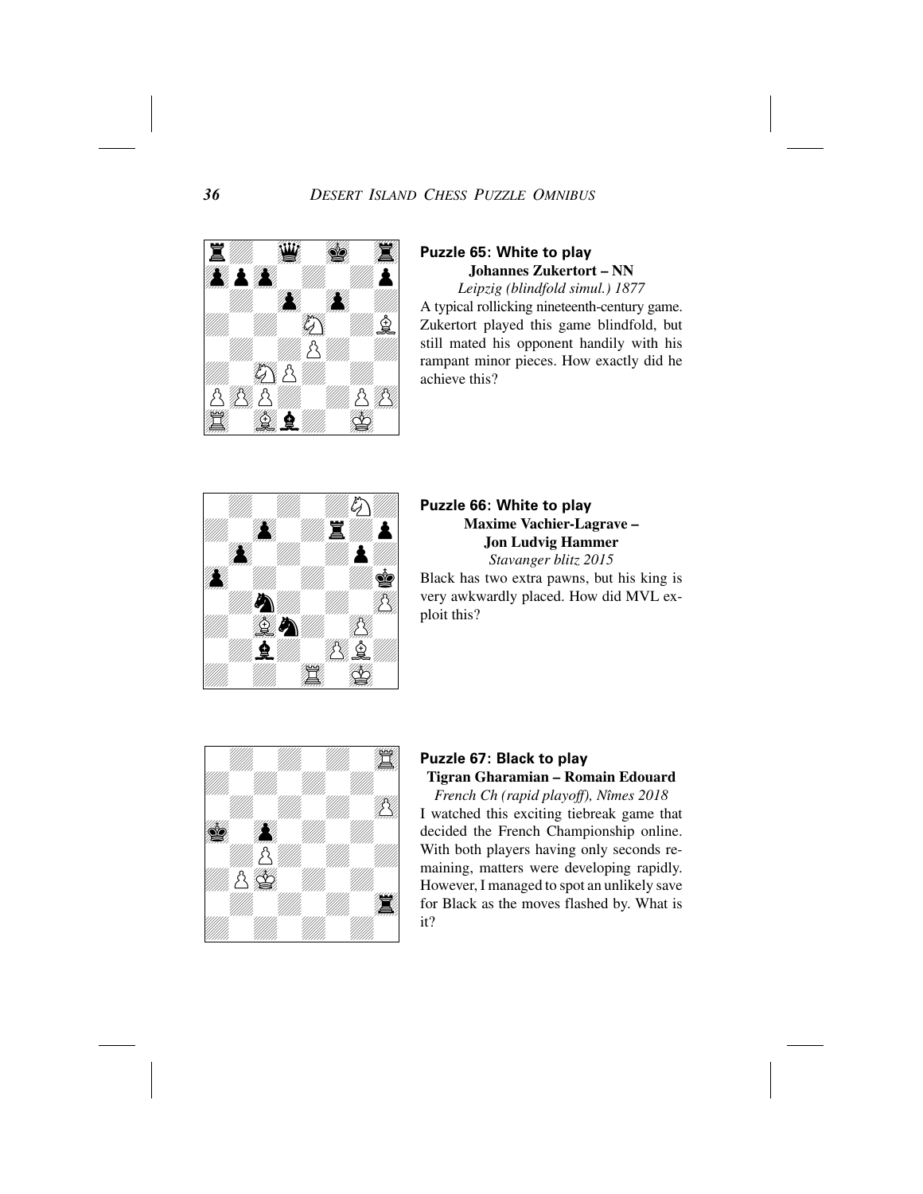## Puzzle 65: White to play

**Johannes Zukertort – NN**

*Leipzig (blindfold simul.) 1877*

A typical rollicking nineteenth-century game. Zukertort played this game blindfold, but still mated his opponent handily with his rampant minor pieces. How exactly did he achieve this?

## Puzzle 66: White to play

**Maxime Vachier-Lagrave – Jon Ludvig Hammer**

*Stavanger blitz 2015*

Black has two extra pawns, but his king is very awkwardly placed. How did MVL exploit this?

## Puzzle 67: Black to play

**Tigran Gharamian – Romain Edouard**

*French Ch (rapid playoff), Nîmes 2018*

I watched this exciting tiebreak game that decided the French Championship online. With both players having only seconds remaining, matters were developing rapidly. However, I managed to spot an unlikely save for Black as the moves flashed by. What is it?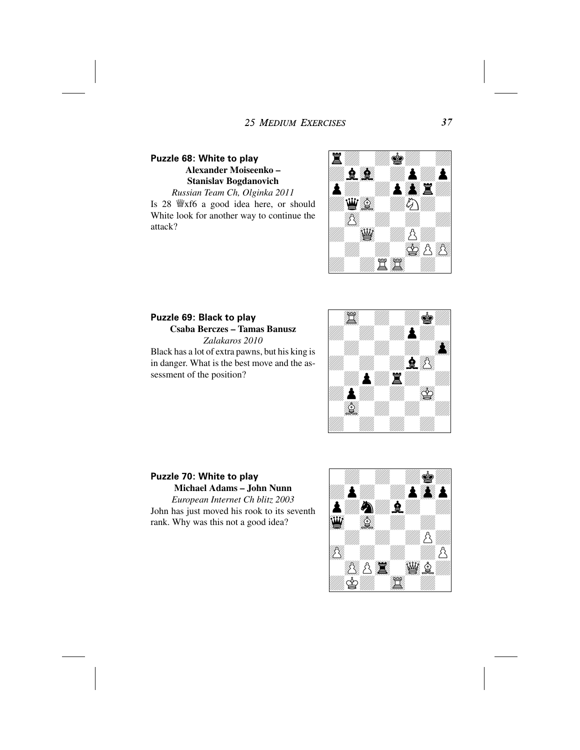## Puzzle 68: White to play

**Alexander Moiseenko – Stanislav Bogdanovich**

*Russian Team Ch, Olginka 2011*

Is 28 ♕xf6 a good idea here, or should White look for another way to continue the attack?

## Puzzle 69: Black to play

**Csaba Berczes – Tamas Banusz**

*Zalakaros 2010*

Black has a lot of extra pawns, but his king is in danger. What is the best move and the assessment of the position?

## Puzzle 70: White to play

**Michael Adams – John Nunn**

*European Internet Ch blitz 2003*

John has just moved his rook to its seventh rank. Why was this not a good idea?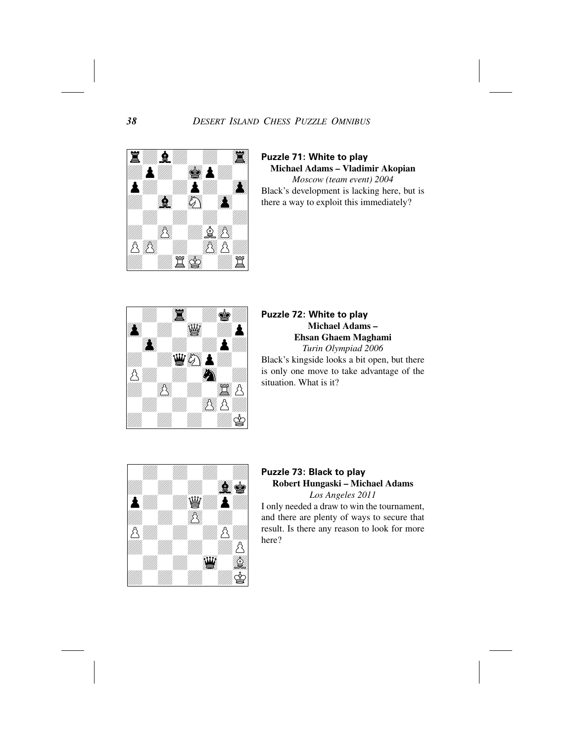## Puzzle 71: White to play

**Michael Adams – Vladimir Akopian**

*Moscow (team event) 2004*

Black's development is lacking here, but is there a way to exploit this immediately?

## Puzzle 72: White to play

**Michael Adams – Ehsan Ghaem Maghami**

*Turin Olympiad 2006*

Black's kingside looks a bit open, but there is only one move to take advantage of the situation. What is it?

## Puzzle 73: Black to play

**Robert Hungaski – Michael Adams**

*Los Angeles 2011*

I only needed a draw to win the tournament, and there are plenty of ways to secure that result. Is there any reason to look for more here?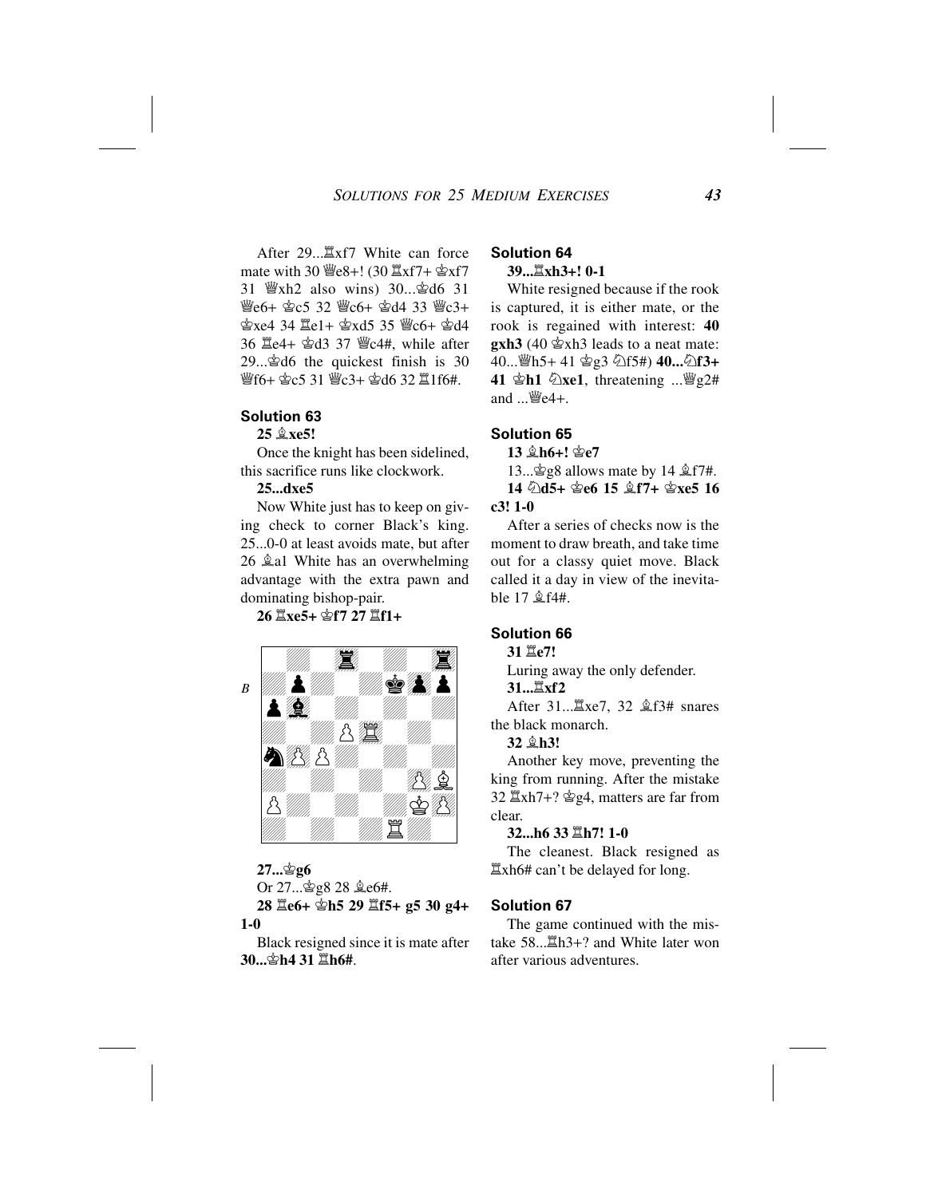After 29...♖xf7 White can force mate with 30 ♕e8+! (30 ♖xf7+ ♔xf7 31 ♕xh2 also wins) 30...♔d6 31 ♕e6+ ♔c5 32 ♕c6+ ♔d4 33 ♕c3+ ♔xe4 34 ♖e1+ ♔xd5 35 ♕c6+ ♔d4 36 ♖e4+ ♔d3 37 ♕c4#, while after 29...♔d6 the quickest finish is 30 ♕f6+ ♔c5 31 ♕c3+ ♔d6 32 ♖1f6#.

### Solution 63

**25 ♗xe5!**

Once the knight has been sidelined, this sacrifice runs like clockwork.

**25...dxe5**

Now White just has to keep on giving check to corner Black's king. 25...0-0 at least avoids mate, but after 26 ♗a1 White has an overwhelming advantage with the extra pawn and dominating bishop-pair.

**26 ♖xe5+ ♔f7 27 ♖f1+**

B

**27...♔g6**

Or 27...♔g8 28 ♗e6#.

**28 ♖e6+ ♔h5 29 ♖f5+ g5 30 g4+ 1-0**

Black resigned since it is mate after **30...♔h4 31 ♖h6#**.

### Solution 64

**39...♖xh3+! 0-1**

White resigned because if the rook is captured, it is either mate, or the rook is regained with interest: **40 gxh3** (40 ♔xh3 leads to a neat mate: 40...♕h5+ 41 ♔g3 ♘f5#) **40...♘f3+ 41 ♔h1 ♘xe1**, threatening ...♕g2# and ...♕e4+.

### Solution 65

**13 ♗h6+! ♔e7**

13...♔g8 allows mate by 14 ♗f7#.

**14 ♘d5+ ♔e6 15 ♗f7+ ♔xe5 16 c3! 1-0**

After a series of checks now is the moment to draw breath, and take time out for a classy quiet move. Black called it a day in view of the inevitable 17 ♗f4#.

### Solution 66

**31 ♖e7!**

Luring away the only defender.

**31...♖xf2**

After 31...♖xe7, 32 ♗f3# snares the black monarch.

**32 ♗h3!**

Another key move, preventing the king from running. After the mistake 32 ♖xh7+? ♔g4, matters are far from clear.

**32...h6 33 ♖h7! 1-0**

The cleanest. Black resigned as ♖xh6# can't be delayed for long.

### Solution 67

The game continued with the mistake 58...♖h3+? and White later won after various adventures.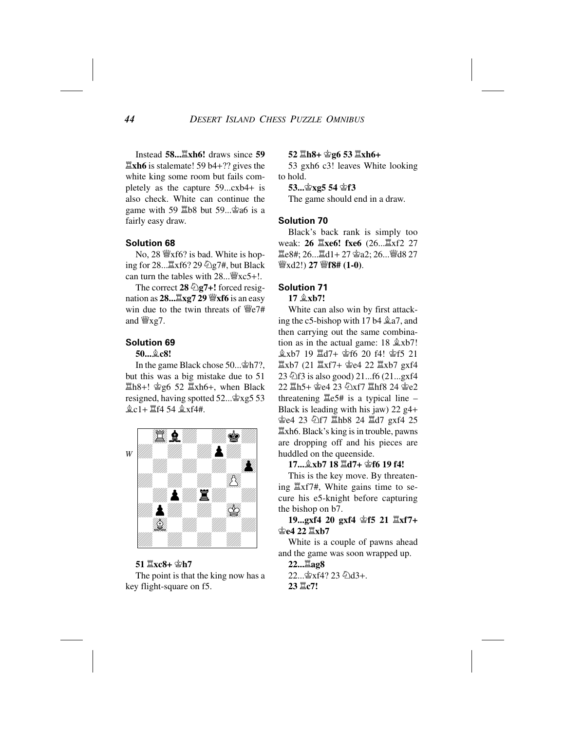Instead **58...♖xh6!** draws since **59 ♖xh6** is stalemate! 59 b4+?? gives the white king some room but fails completely as the capture 59...cxb4+ is also check. White can continue the game with 59 ♖b8 but 59...♔a6 is a fairly easy draw.

## Solution 68

No, 28 ♕xf6? is bad. White is hoping for 28...♖xf6? 29 ♘g7#, but Black can turn the tables with 28...♕xc5+!.

The correct **28 ♘g7+!** forced resignation as **28...♖xg7 29 ♕xf6** is an easy win due to the twin threats of ♕e7# and ♕xg7.

## Solution 69

**50...♗c8!**

In the game Black chose 50...♔h7?, but this was a big mistake due to 51 ♖h8+! ♔g6 52 ♖xh6+, when Black resigned, having spotted 52...♔xg5 53 ♗c1+ ♖f4 54 ♗xf4#.

*W*

**51 ♖xc8+ ♔h7**

The point is that the king now has a key flight-square on f5.

**52 ♖h8+ ♔g6 53 ♖xh6+**

53 gxh6 c3! leaves White looking to hold.

**53...♔xg5 54 ♔f3**

The game should end in a draw.

## Solution 70

Black's back rank is simply too weak: **26 ♖xe6! fxe6** (26...♖xf2 27 ♖e8#; 26...♖d1+ 27 ♔a2; 26...♕d8 27 ♕xd2!) **27 ♕f8# (1-0)**.

## Solution 71

**17 ♗xb7!**

White can also win by first attacking the c5-bishop with 17 b4 ♗a7, and then carrying out the same combination as in the actual game: 18 ♗xb7! ♗xb7 19 ♖d7+ ♔f6 20 f4! ♔f5 21 ♖xb7 (21 ♖xf7+ ♔e4 22 ♖xb7 gxf4 23 ♘f3 is also good) 21...f6 (21...gxf4 22 ♖h5+ ♔e4 23 ♘xf7 ♖hf8 24 ♔e2 threatening ♖e5# is a typical line – Black is leading with his jaw) 22 g4+ ♔e4 23 ♘f7 ♖hb8 24 ♖d7 gxf4 25 ♖xh6. Black's king is in trouble, pawns are dropping off and his pieces are huddled on the queenside.

**17...♗xb7 18 ♖d7+ ♔f6 19 f4!**

This is the key move. By threatening ♖xf7#, White gains time to secure his e5-knight before capturing the bishop on b7.

**19...gxf4 20 gxf4 ♔f5 21 ♖xf7+ ♔e4 22 ♖xb7**

White is a couple of pawns ahead and the game was soon wrapped up.

**22...♖ag8**

22...♔xf4? 23 ♘d3+.

**23 ♖c7!**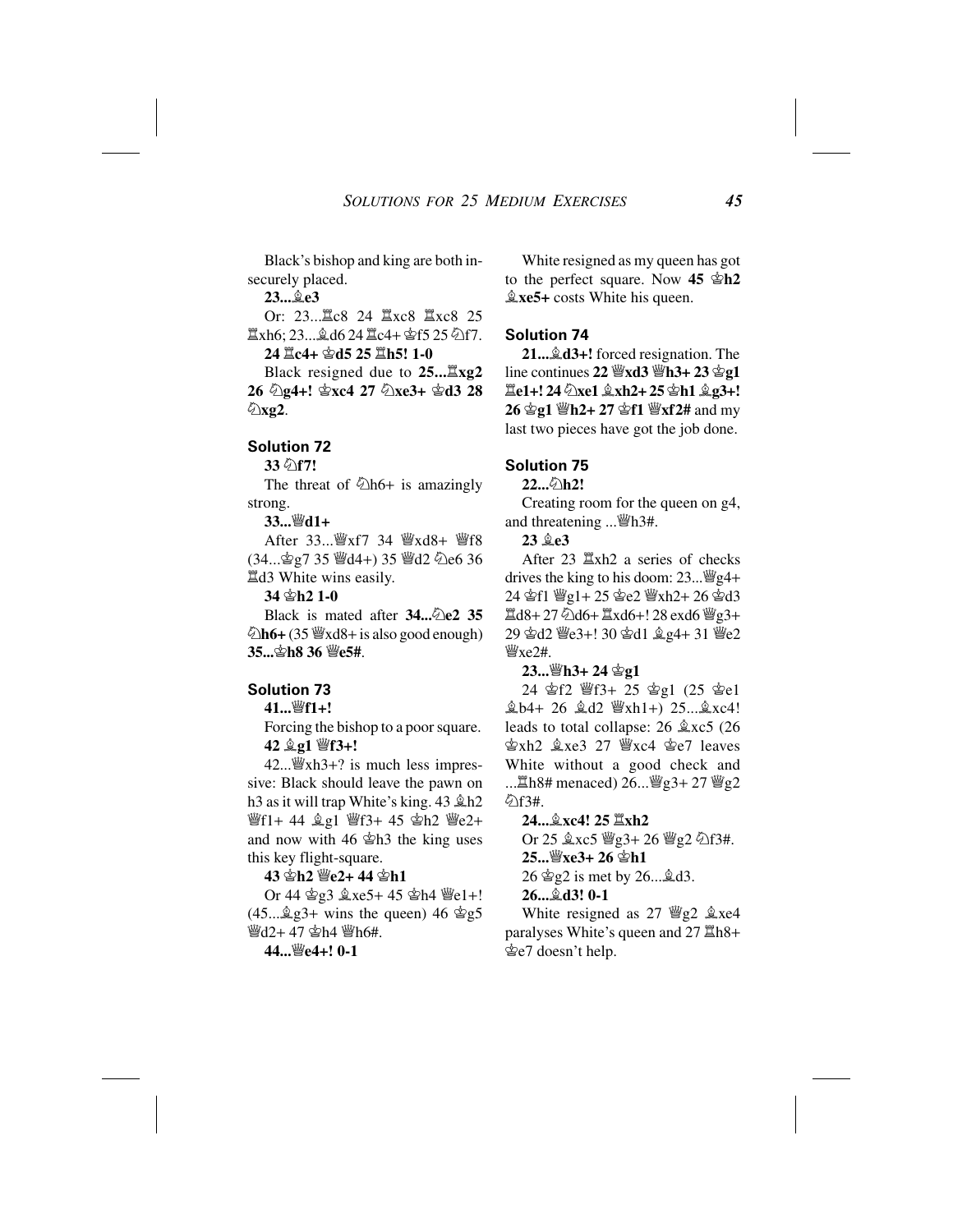Black's bishop and king are both insecurely placed.

**23...♗e3**

Or: 23...♖c8 24 ♖xc8 ♖xc8 25 ♖xh6; 23...♗d6 24 ♖c4+ ♔f5 25 ♘f7.

**24 ♖c4+ ♔d5 25 ♖h5! 1-0**

Black resigned due to **25...♖xg2 26 ♘g4+! ♔xc4 27 ♘xe3+ ♔d3 28 ♘xg2**.

### Solution 72

**33 ♘f7!**

The threat of ♘h6+ is amazingly strong.

**33...♕d1+**

After 33...♕xf7 34 ♕xd8+ ♕f8 (34...♔g7 35 ♕d4+) 35 ♕d2 ♘e6 36 ♖d3 White wins easily.

**34 ♔h2 1-0**

Black is mated after **34...♘e2 35 ♘h6+** (35 ♕xd8+ is also good enough) **35...♔h8 36 ♕e5#**.

### Solution 73

**41...♕f1+!**

Forcing the bishop to a poor square.

**42 ♗g1 ♕f3+!**

42...♕xh3+? is much less impressive: Black should leave the pawn on h3 as it will trap White's king. 43 ♗h2 ♕f1+ 44 ♗g1 ♕f3+ 45 ♔h2 ♕e2+ and now with 46 ♔h3 the king uses this key flight-square.

**43 ♔h2 ♕e2+ 44 ♔h1**

Or 44 ♔g3 ♗xe5+ 45 ♔h4 ♕e1+! (45...♗g3+ wins the queen) 46 ♔g5 ♕d2+ 47 ♔h4 ♕h6#.

**44...♕e4+! 0-1**

White resigned as my queen has got to the perfect square. Now **45 ♔h2 ♗xe5+** costs White his queen.

### Solution 74

**21...♗d3+!** forced resignation. The line continues **22 ♕xd3 ♕h3+ 23 ♔g1 ♖e1+! 24 ♘xe1 ♗xh2+ 25 ♔h1 ♗g3+! 26 ♔g1 ♕h2+ 27 ♔f1 ♕xf2#** and my last two pieces have got the job done.

### Solution 75

**22...♘h2!**

Creating room for the queen on g4, and threatening ...♕h3#.

**23 ♗e3**

After 23 ♖xh2 a series of checks drives the king to his doom: 23...♕g4+ 24 ♔f1 ♕g1+ 25 ♔e2 ♕xh2+ 26 ♔d3 ♖d8+ 27 ♘d6+ ♖xd6+! 28 exd6 ♕g3+ 29 ♔d2 ♕e3+! 30 ♔d1 ♗g4+ 31 ♕e2 ♕xe2#.

**23...♕h3+ 24 ♔g1**

24 ♔f2 ♕f3+ 25 ♔g1 (25 ♔e1 ♗b4+ 26 ♗d2 ♕xh1+) 25...♗xc4! leads to total collapse: 26 ♗xc5 (26 ♔xh2 ♗xe3 27 ♕xc4 ♔e7 leaves White without a good check and ...♖h8# menaced) 26...♕g3+ 27 ♕g2 ♘f3#.

**24...♗xc4! 25 ♖xh2**

Or 25 ♗xc5 ♕g3+ 26 ♕g2 ♘f3#.

**25...♕xe3+ 26 ♔h1**

26 ♔g2 is met by 26...♗d3.

**26...♗d3! 0-1**

White resigned as 27 ♕g2 ♗xe4 paralyses White's queen and 27 ♖h8+ ♔e7 doesn't help.